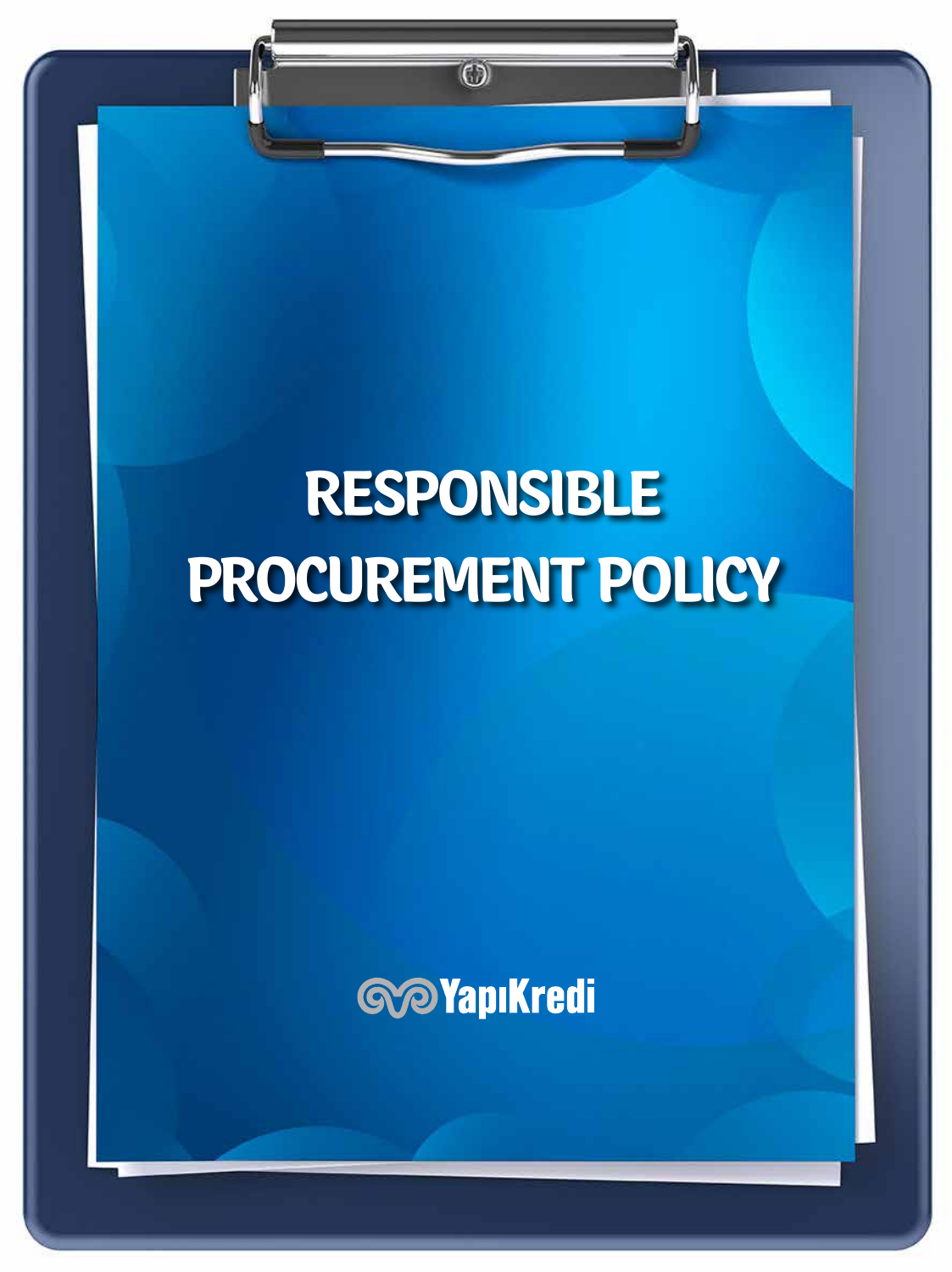# RESPONSIBLE PROCUREMENT POLICY

YapıKredi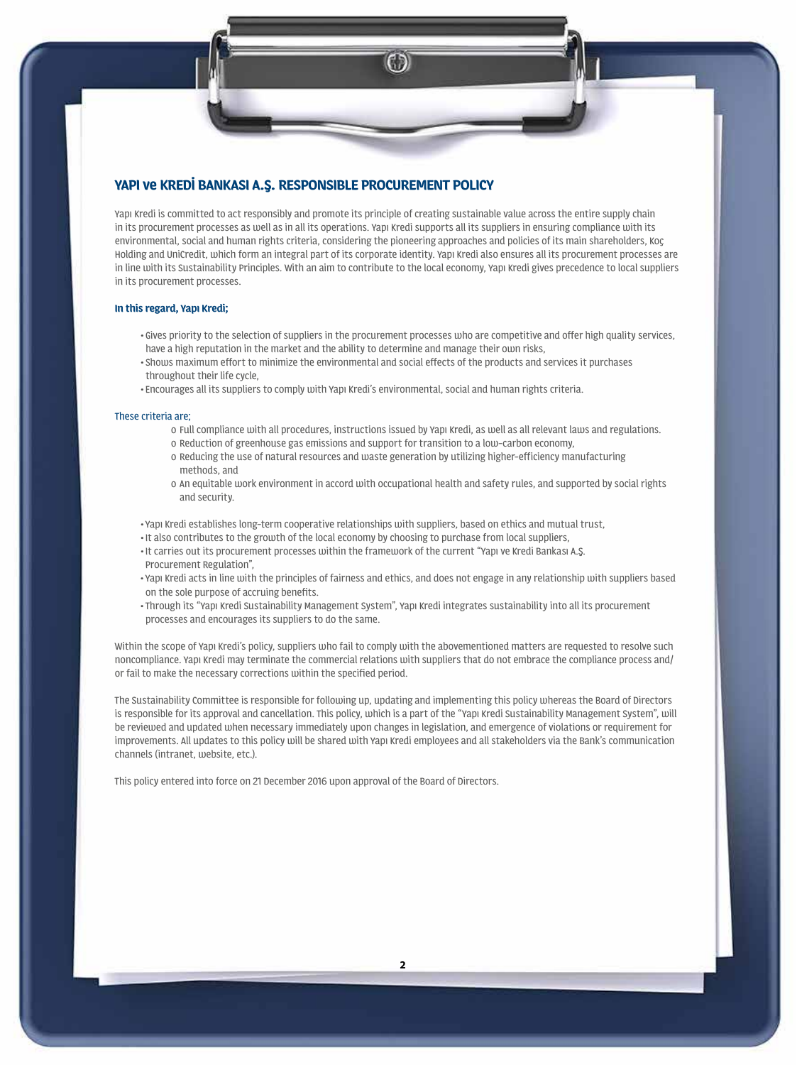## YAPI ve KREDİ BANKASI A.Ş. RESPONSIBLE PROCUREMENT POLICY

Yapı Kredi is committed to act responsibly and promote its principle of creating sustainable value across the entire supply chain in its procurement processes as well as in all its operations. Yapı Kredi supports all its suppliers in ensuring compliance with its environmental, social and human rights criteria, considering the pioneering approaches and policies of its main shareholders, Koç Holding and UniCredit, which form an integral part of its corporate identity. Yapı Kredi also ensures all its procurement processes are in line with its Sustainability Principles. With an aim to contribute to the local economy, Yapı Kredi gives precedence to local suppliers in its procurement processes.

**In this regard, Yapı Kredi;**

- Gives priority to the selection of suppliers in the procurement processes who are competitive and offer high quality services, have a high reputation in the market and the ability to determine and manage their own risks,
- Shows maximum effort to minimize the environmental and social effects of the products and services it purchases throughout their life cycle,
- Encourages all its suppliers to comply with Yapı Kredi's environmental, social and human rights criteria.

These criteria are;

- o Full compliance with all procedures, instructions issued by Yapı Kredi, as well as all relevant laws and regulations.
- o Reduction of greenhouse gas emissions and support for transition to a low-carbon economy,
- o Reducing the use of natural resources and waste generation by utilizing higher-efficiency manufacturing methods, and
- o An equitable work environment in accord with occupational health and safety rules, and supported by social rights and security.

- Yapı Kredi establishes long-term cooperative relationships with suppliers, based on ethics and mutual trust,
- It also contributes to the growth of the local economy by choosing to purchase from local suppliers,
- It carries out its procurement processes within the framework of the current "Yapı ve Kredi Bankası A.Ş. Procurement Regulation",
- Yapı Kredi acts in line with the principles of fairness and ethics, and does not engage in any relationship with suppliers based on the sole purpose of accruing benefits.
- Through its "Yapı Kredi Sustainability Management System", Yapı Kredi integrates sustainability into all its procurement processes and encourages its suppliers to do the same.

Within the scope of Yapı Kredi's policy, suppliers who fail to comply with the abovementioned matters are requested to resolve such noncompliance. Yapı Kredi may terminate the commercial relations with suppliers that do not embrace the compliance process and/or fail to make the necessary corrections within the specified period.

The Sustainability Committee is responsible for following up, updating and implementing this policy whereas the Board of Directors is responsible for its approval and cancellation. This policy, which is a part of the "Yapı Kredi Sustainability Management System", will be reviewed and updated when necessary immediately upon changes in legislation, and emergence of violations or requirement for improvements. All updates to this policy will be shared with Yapı Kredi employees and all stakeholders via the Bank's communication channels (intranet, website, etc.).

This policy entered into force on 21 December 2016 upon approval of the Board of Directors.